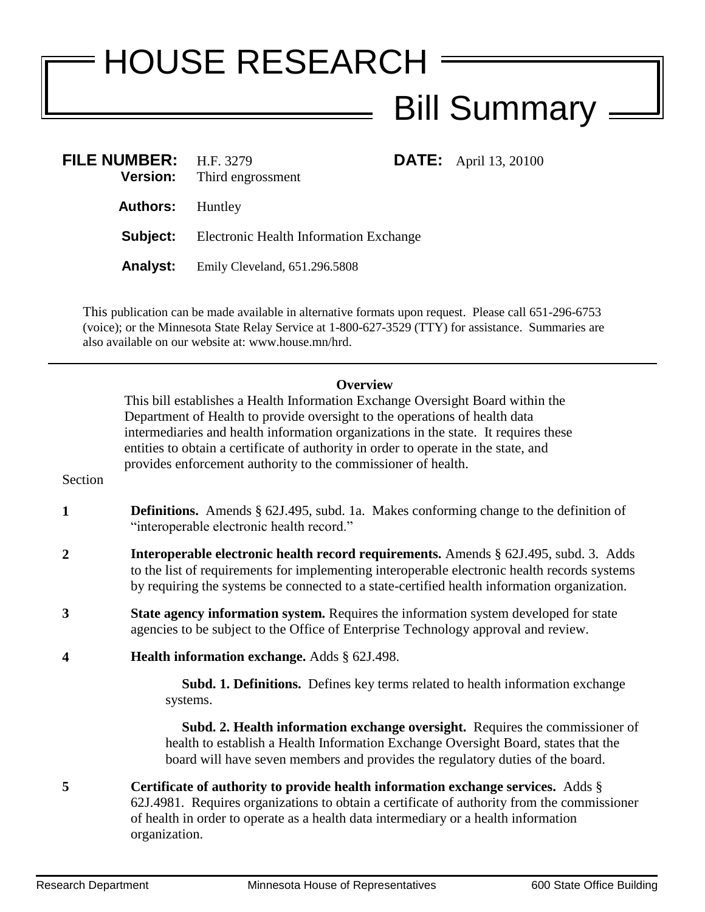# HOUSE RESEARCH

## Bill Summary

**FILE NUMBER:** H.F. 3279 **DATE:** April 13, 20100
**Version:** Third engrossment

**Authors:** Huntley

**Subject:** Electronic Health Information Exchange

**Analyst:** Emily Cleveland, 651.296.5808

This publication can be made available in alternative formats upon request. Please call 651-296-6753 (voice); or the Minnesota State Relay Service at 1-800-627-3529 (TTY) for assistance. Summaries are also available on our website at: www.house.mn/hrd.

---

**Overview**

This bill establishes a Health Information Exchange Oversight Board within the Department of Health to provide oversight to the operations of health data intermediaries and health information organizations in the state. It requires these entities to obtain a certificate of authority in order to operate in the state, and provides enforcement authority to the commissioner of health.

Section

**1** **Definitions.** Amends § 62J.495, subd. 1a. Makes conforming change to the definition of "interoperable electronic health record."

**2** **Interoperable electronic health record requirements.** Amends § 62J.495, subd. 3. Adds to the list of requirements for implementing interoperable electronic health records systems by requiring the systems be connected to a state-certified health information organization.

**3** **State agency information system.** Requires the information system developed for state agencies to be subject to the Office of Enterprise Technology approval and review.

**4** **Health information exchange.** Adds § 62J.498.

**Subd. 1. Definitions.** Defines key terms related to health information exchange systems.

**Subd. 2. Health information exchange oversight.** Requires the commissioner of health to establish a Health Information Exchange Oversight Board, states that the board will have seven members and provides the regulatory duties of the board.

**5** **Certificate of authority to provide health information exchange services.** Adds § 62J.4981. Requires organizations to obtain a certificate of authority from the commissioner of health in order to operate as a health data intermediary or a health information organization.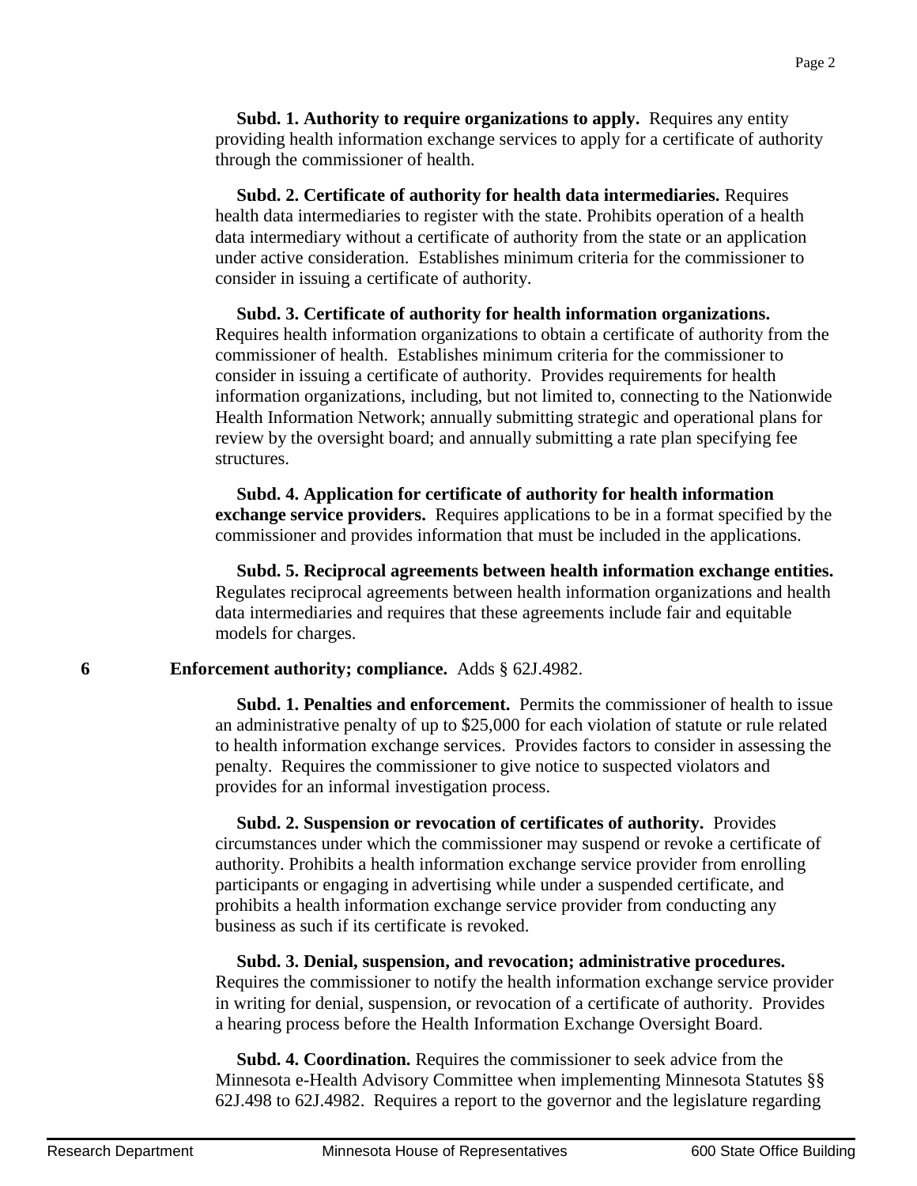**Subd. 1. Authority to require organizations to apply.** Requires any entity providing health information exchange services to apply for a certificate of authority through the commissioner of health.

**Subd. 2. Certificate of authority for health data intermediaries.** Requires health data intermediaries to register with the state. Prohibits operation of a health data intermediary without a certificate of authority from the state or an application under active consideration. Establishes minimum criteria for the commissioner to consider in issuing a certificate of authority.

**Subd. 3. Certificate of authority for health information organizations.** Requires health information organizations to obtain a certificate of authority from the commissioner of health. Establishes minimum criteria for the commissioner to consider in issuing a certificate of authority. Provides requirements for health information organizations, including, but not limited to, connecting to the Nationwide Health Information Network; annually submitting strategic and operational plans for review by the oversight board; and annually submitting a rate plan specifying fee structures.

**Subd. 4. Application for certificate of authority for health information exchange service providers.** Requires applications to be in a format specified by the commissioner and provides information that must be included in the applications.

**Subd. 5. Reciprocal agreements between health information exchange entities.** Regulates reciprocal agreements between health information organizations and health data intermediaries and requires that these agreements include fair and equitable models for charges.

**6 Enforcement authority; compliance.** Adds § 62J.4982.

**Subd. 1. Penalties and enforcement.** Permits the commissioner of health to issue an administrative penalty of up to $25,000 for each violation of statute or rule related to health information exchange services. Provides factors to consider in assessing the penalty. Requires the commissioner to give notice to suspected violators and provides for an informal investigation process.

**Subd. 2. Suspension or revocation of certificates of authority.** Provides circumstances under which the commissioner may suspend or revoke a certificate of authority. Prohibits a health information exchange service provider from enrolling participants or engaging in advertising while under a suspended certificate, and prohibits a health information exchange service provider from conducting any business as such if its certificate is revoked.

**Subd. 3. Denial, suspension, and revocation; administrative procedures.** Requires the commissioner to notify the health information exchange service provider in writing for denial, suspension, or revocation of a certificate of authority. Provides a hearing process before the Health Information Exchange Oversight Board.

**Subd. 4. Coordination.** Requires the commissioner to seek advice from the Minnesota e-Health Advisory Committee when implementing Minnesota Statutes §§ 62J.498 to 62J.4982. Requires a report to the governor and the legislature regarding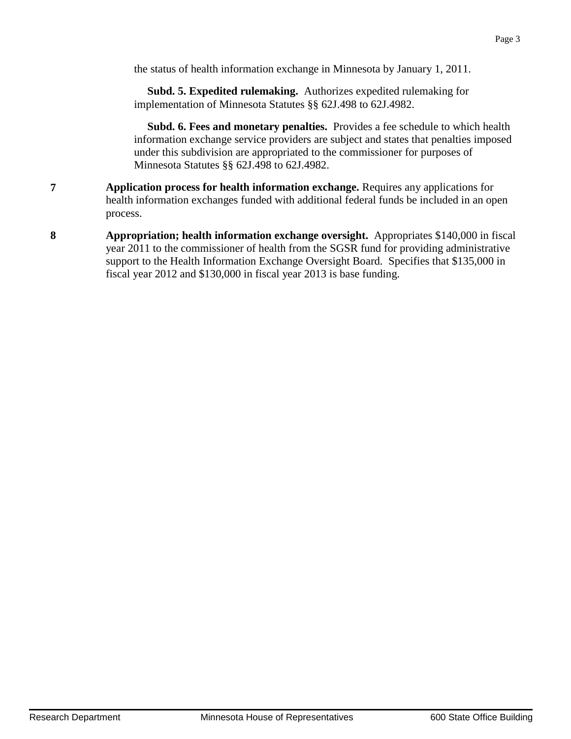the status of health information exchange in Minnesota by January 1, 2011.

**Subd. 5. Expedited rulemaking.** Authorizes expedited rulemaking for implementation of Minnesota Statutes §§ 62J.498 to 62J.4982.

**Subd. 6. Fees and monetary penalties.** Provides a fee schedule to which health information exchange service providers are subject and states that penalties imposed under this subdivision are appropriated to the commissioner for purposes of Minnesota Statutes §§ 62J.498 to 62J.4982.

**7** **Application process for health information exchange.** Requires any applications for health information exchanges funded with additional federal funds be included in an open process.

**8** **Appropriation; health information exchange oversight.** Appropriates $140,000 in fiscal year 2011 to the commissioner of health from the SGSR fund for providing administrative support to the Health Information Exchange Oversight Board. Specifies that $135,000 in fiscal year 2012 and $130,000 in fiscal year 2013 is base funding.